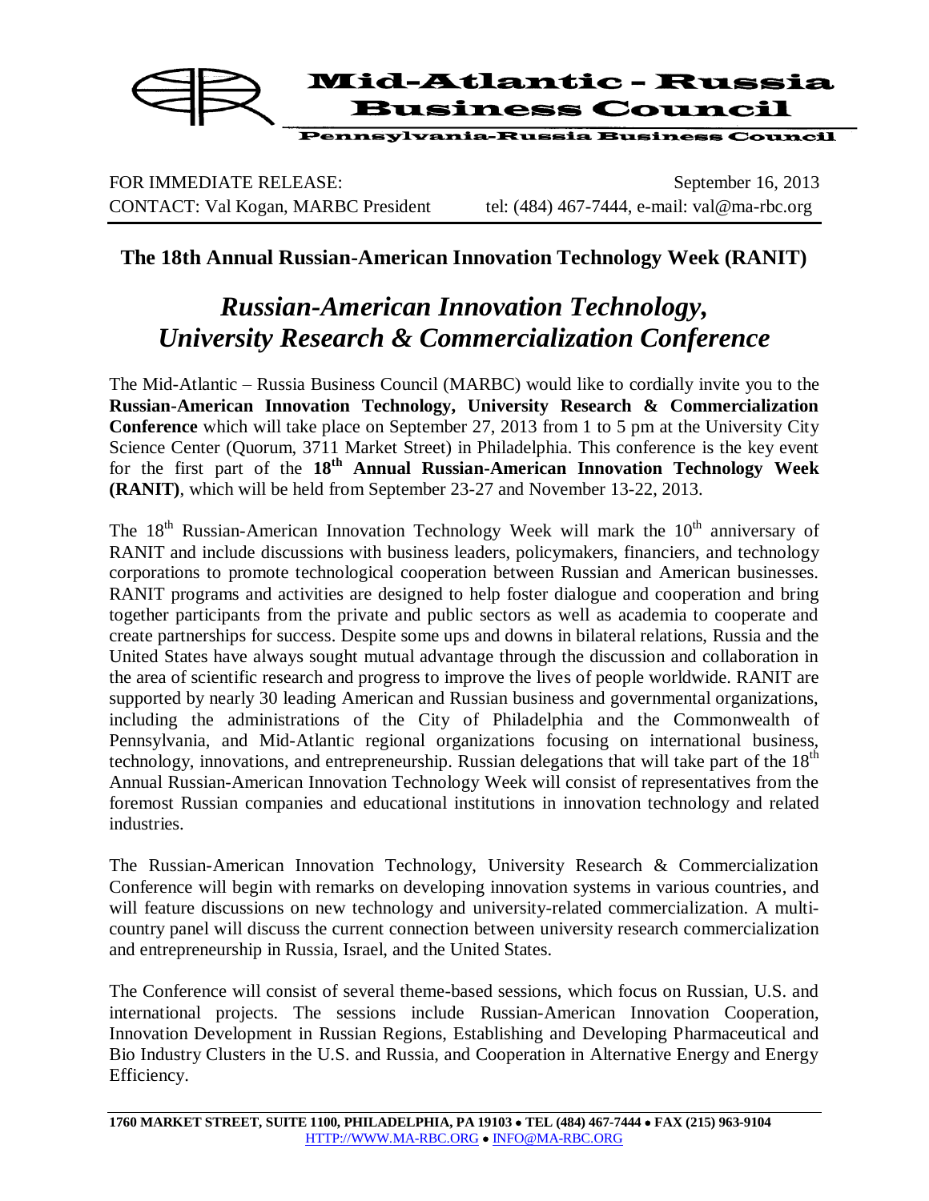# Mid-Atlantic - Russia Business Council

**Pennsylvania-Russia Business Council**

FOR IMMEDIATE RELEASE: September 16, 2013

CONTACT: Val Kogan, MARBC President tel: (484) 467-7444, e-mail: val@ma-rbc.org

## The 18th Annual Russian-American Innovation Technology Week (RANIT)

## *Russian-American Innovation Technology, University Research & Commercialization Conference*

The Mid-Atlantic – Russia Business Council (MARBC) would like to cordially invite you to the **Russian-American Innovation Technology, University Research & Commercialization Conference** which will take place on September 27, 2013 from 1 to 5 pm at the University City Science Center (Quorum, 3711 Market Street) in Philadelphia. This conference is the key event for the first part of the **18th Annual Russian-American Innovation Technology Week (RANIT)**, which will be held from September 23-27 and November 13-22, 2013.

The 18th Russian-American Innovation Technology Week will mark the 10th anniversary of RANIT and include discussions with business leaders, policymakers, financiers, and technology corporations to promote technological cooperation between Russian and American businesses. RANIT programs and activities are designed to help foster dialogue and cooperation and bring together participants from the private and public sectors as well as academia to cooperate and create partnerships for success. Despite some ups and downs in bilateral relations, Russia and the United States have always sought mutual advantage through the discussion and collaboration in the area of scientific research and progress to improve the lives of people worldwide. RANIT are supported by nearly 30 leading American and Russian business and governmental organizations, including the administrations of the City of Philadelphia and the Commonwealth of Pennsylvania, and Mid-Atlantic regional organizations focusing on international business, technology, innovations, and entrepreneurship. Russian delegations that will take part of the 18th Annual Russian-American Innovation Technology Week will consist of representatives from the foremost Russian companies and educational institutions in innovation technology and related industries.

The Russian-American Innovation Technology, University Research & Commercialization Conference will begin with remarks on developing innovation systems in various countries, and will feature discussions on new technology and university-related commercialization. A multi-country panel will discuss the current connection between university research commercialization and entrepreneurship in Russia, Israel, and the United States.

The Conference will consist of several theme-based sessions, which focus on Russian, U.S. and international projects. The sessions include Russian-American Innovation Cooperation, Innovation Development in Russian Regions, Establishing and Developing Pharmaceutical and Bio Industry Clusters in the U.S. and Russia, and Cooperation in Alternative Energy and Energy Efficiency.

**1760 MARKET STREET, SUITE 1100, PHILADELPHIA, PA 19103 • TEL (484) 467-7444 • FAX (215) 963-9104**
HTTP://WWW.MA-RBC.ORG • INFO@MA-RBC.ORG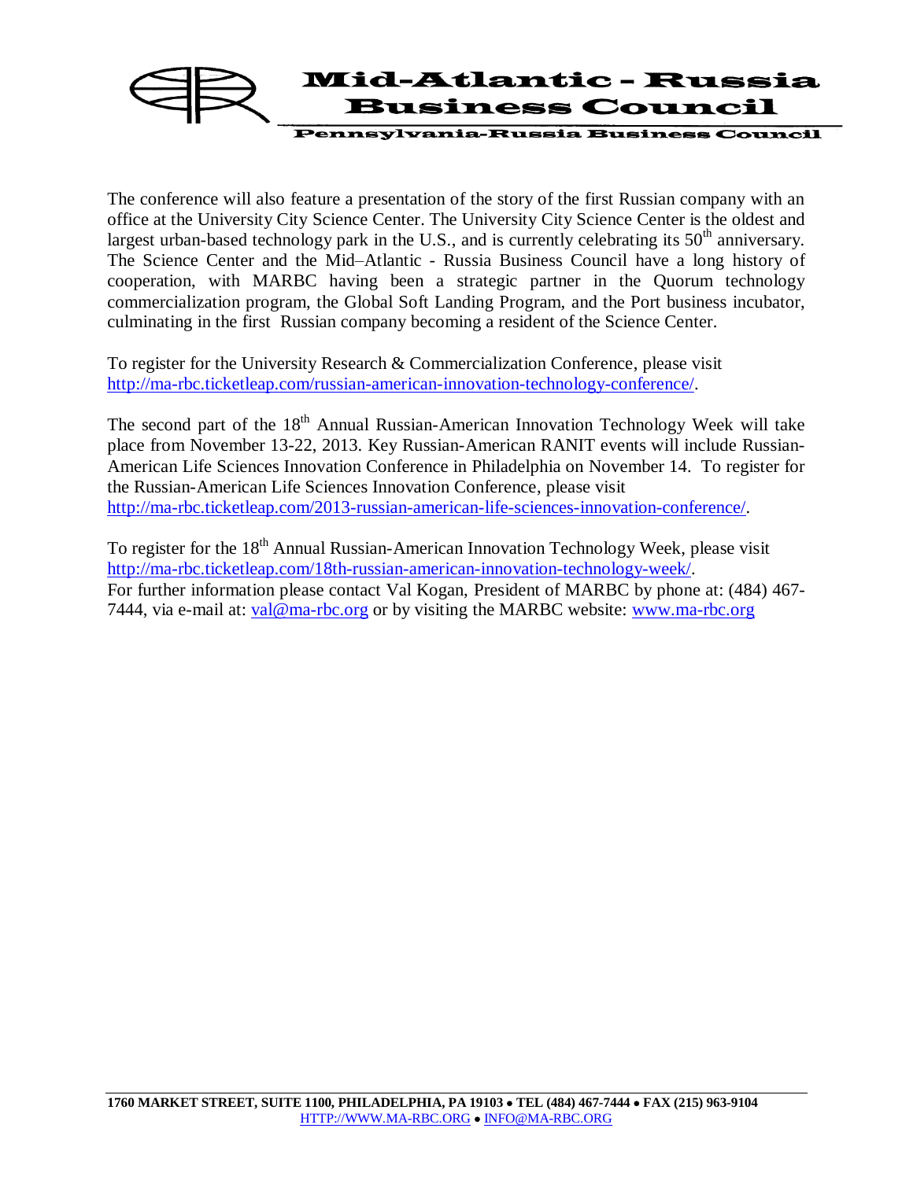The conference will also feature a presentation of the story of the first Russian company with an office at the University City Science Center. The University City Science Center is the oldest and largest urban-based technology park in the U.S., and is currently celebrating its 50th anniversary. The Science Center and the Mid–Atlantic - Russia Business Council have a long history of cooperation, with MARBC having been a strategic partner in the Quorum technology commercialization program, the Global Soft Landing Program, and the Port business incubator, culminating in the first Russian company becoming a resident of the Science Center.

To register for the University Research & Commercialization Conference, please visit http://ma-rbc.ticketleap.com/russian-american-innovation-technology-conference/.

The second part of the 18th Annual Russian-American Innovation Technology Week will take place from November 13-22, 2013. Key Russian-American RANIT events will include Russian-American Life Sciences Innovation Conference in Philadelphia on November 14. To register for the Russian-American Life Sciences Innovation Conference, please visit http://ma-rbc.ticketleap.com/2013-russian-american-life-sciences-innovation-conference/.

To register for the 18th Annual Russian-American Innovation Technology Week, please visit http://ma-rbc.ticketleap.com/18th-russian-american-innovation-technology-week/.
For further information please contact Val Kogan, President of MARBC by phone at: (484) 467-7444, via e-mail at: val@ma-rbc.org or by visiting the MARBC website: www.ma-rbc.org